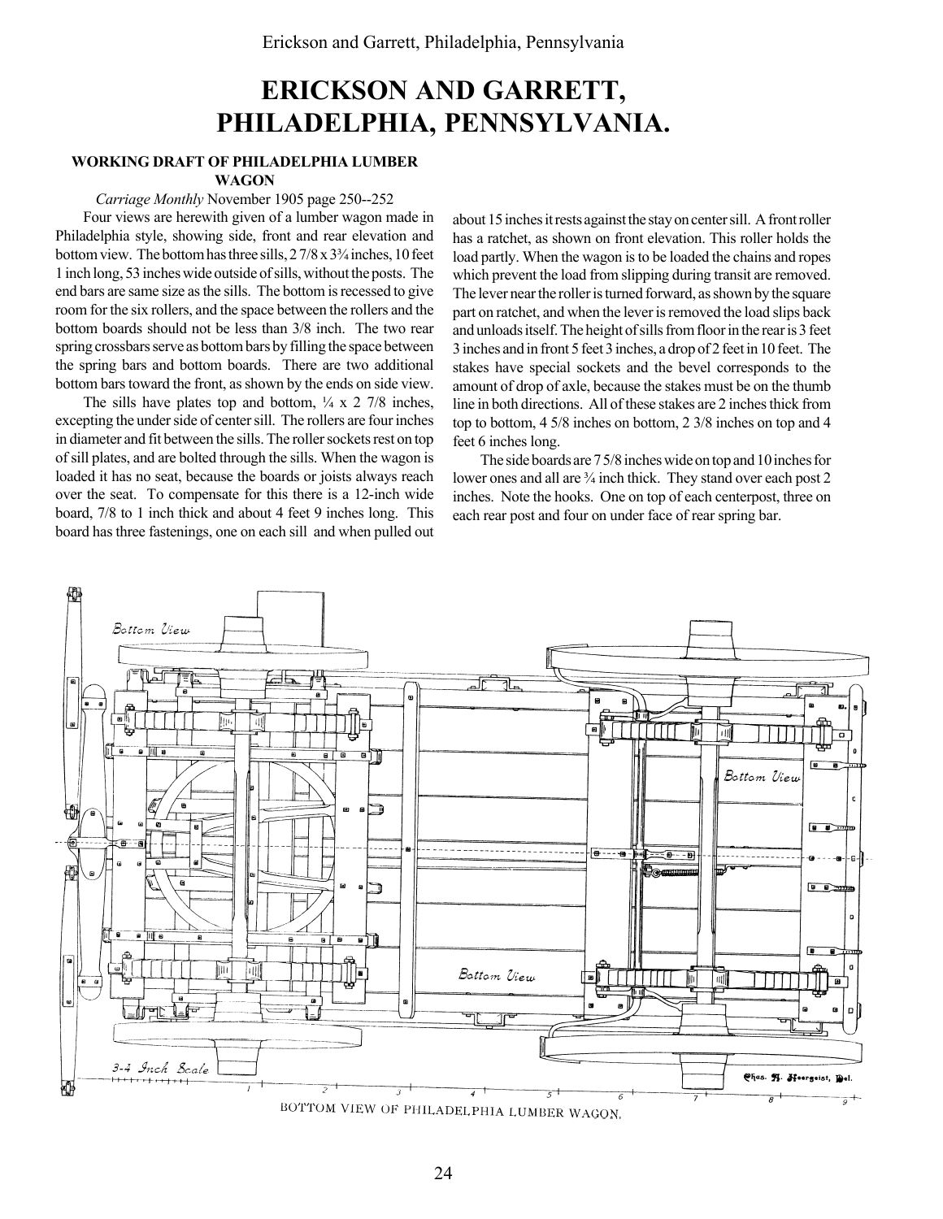# ERICKSON AND GARRETT, PHILADELPHIA, PENNSYLVANIA.

### WORKING DRAFT OF PHILADELPHIA LUMBER WAGON

*Carriage Monthly* November 1905 page 250--252

Four views are herewith given of a lumber wagon made in Philadelphia style, showing side, front and rear elevation and bottom view. The bottom has three sills, 2 7/8 x 3¾ inches, 10 feet 1 inch long, 53 inches wide outside of sills, without the posts. The end bars are same size as the sills. The bottom is recessed to give room for the six rollers, and the space between the rollers and the bottom boards should not be less than 3/8 inch. The two rear spring crossbars serve as bottom bars by filling the space between the spring bars and bottom boards. There are two additional bottom bars toward the front, as shown by the ends on side view.

The sills have plates top and bottom, ¼ x 2 7/8 inches, excepting the under side of center sill. The rollers are four inches in diameter and fit between the sills. The roller sockets rest on top of sill plates, and are bolted through the sills. When the wagon is loaded it has no seat, because the boards or joists always reach over the seat. To compensate for this there is a 12-inch wide board, 7/8 to 1 inch thick and about 4 feet 9 inches long. This board has three fastenings, one on each sill and when pulled out about 15 inches it rests against the stay on center sill. A front roller has a ratchet, as shown on front elevation. This roller holds the load partly. When the wagon is to be loaded the chains and ropes which prevent the load from slipping during transit are removed. The lever near the roller is turned forward, as shown by the square part on ratchet, and when the lever is removed the load slips back and unloads itself. The height of sills from floor in the rear is 3 feet 3 inches and in front 5 feet 3 inches, a drop of 2 feet in 10 feet. The stakes have special sockets and the bevel corresponds to the amount of drop of axle, because the stakes must be on the thumb line in both directions. All of these stakes are 2 inches thick from top to bottom, 4 5/8 inches on bottom, 2 3/8 inches on top and 4 feet 6 inches long.

The side boards are 7 5/8 inches wide on top and 10 inches for lower ones and all are ¾ inch thick. They stand over each post 2 inches. Note the hooks. One on top of each centerpost, three on each rear post and four on under face of rear spring bar.

BOTTOM VIEW OF PHILADELPHIA LUMBER WAGON.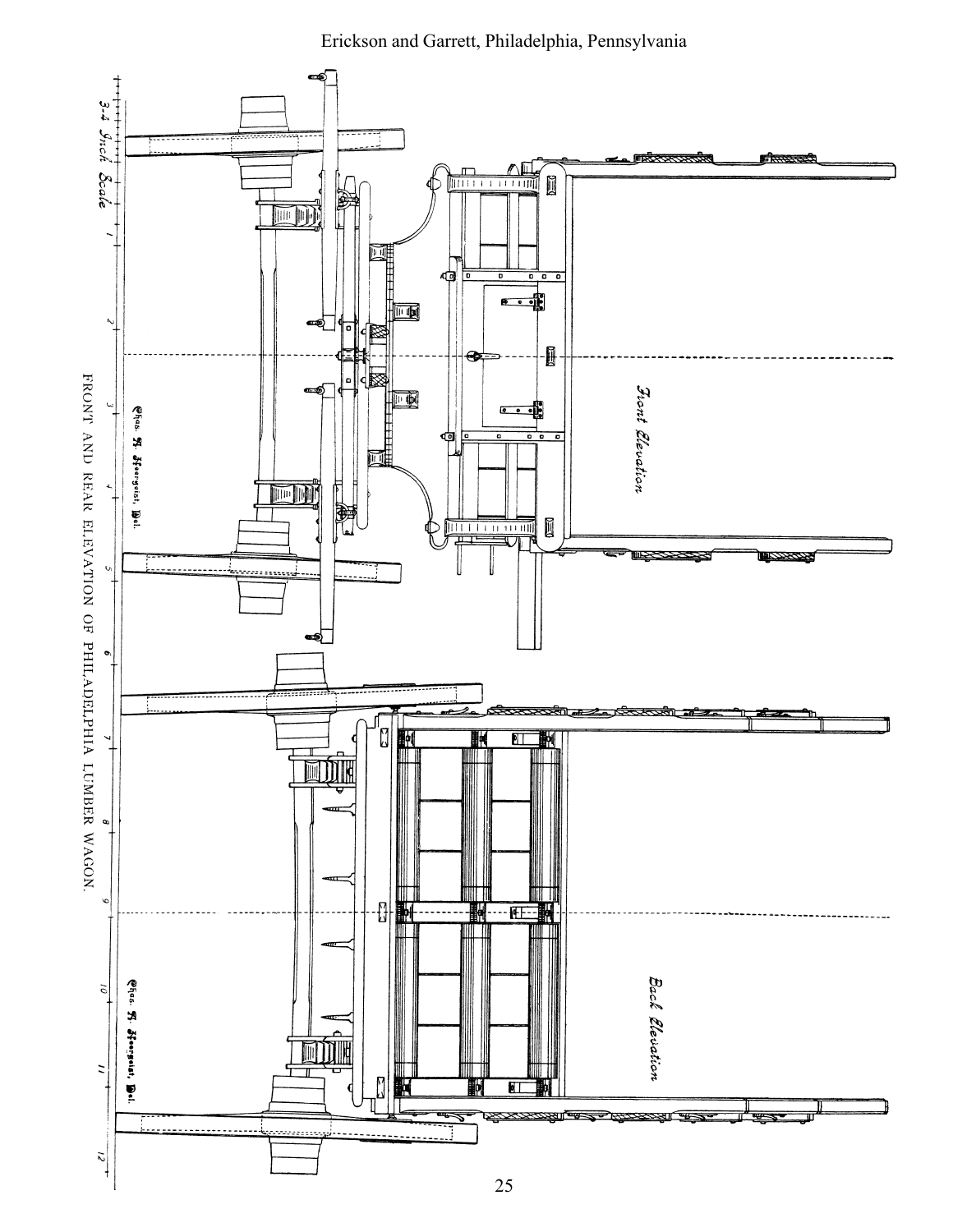3-4 Inch Scale

Front Elevation

Back Elevation

Chas. H. Heergeist, Del.

Chas. H. Heergeist, Del.

FRONT AND REAR ELEVATION OF PHILADELPHIA LUMBER WAGON.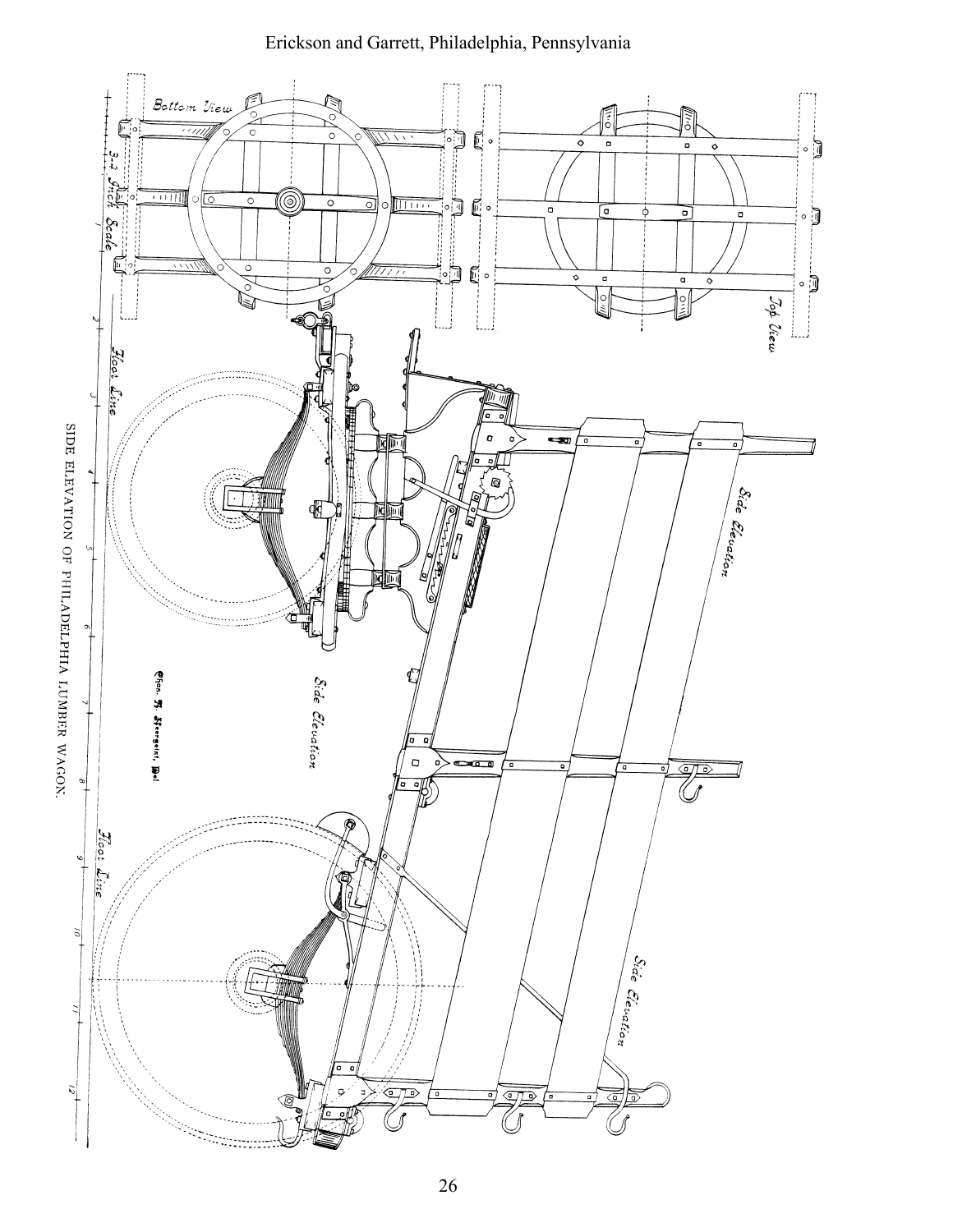SIDE ELEVATION OF PHILADELPHIA LUMBER WAGON.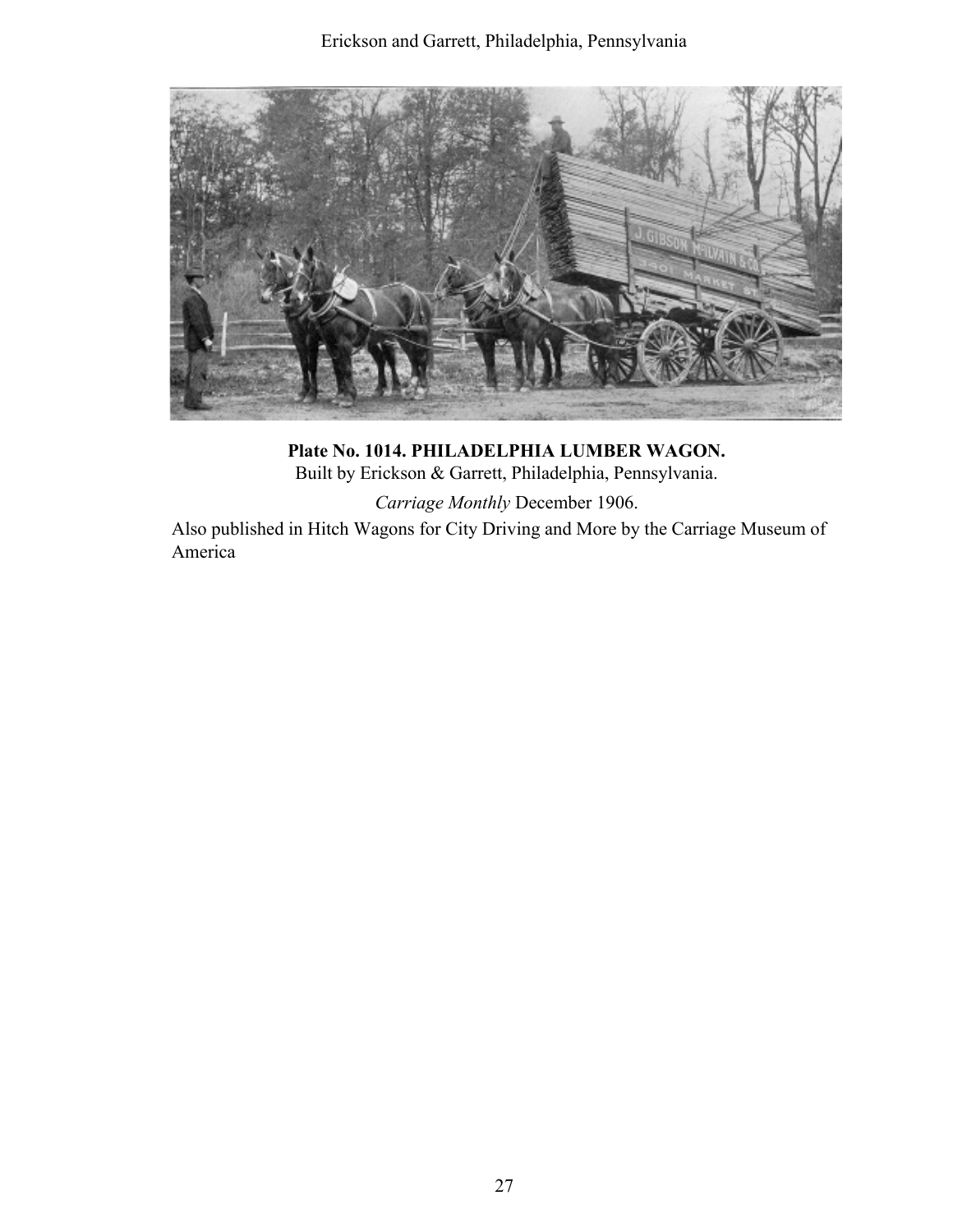**Plate No. 1014. PHILADELPHIA LUMBER WAGON.**
Built by Erickson & Garrett, Philadelphia, Pennsylvania.

*Carriage Monthly* December 1906.

Also published in Hitch Wagons for City Driving and More by the Carriage Museum of America